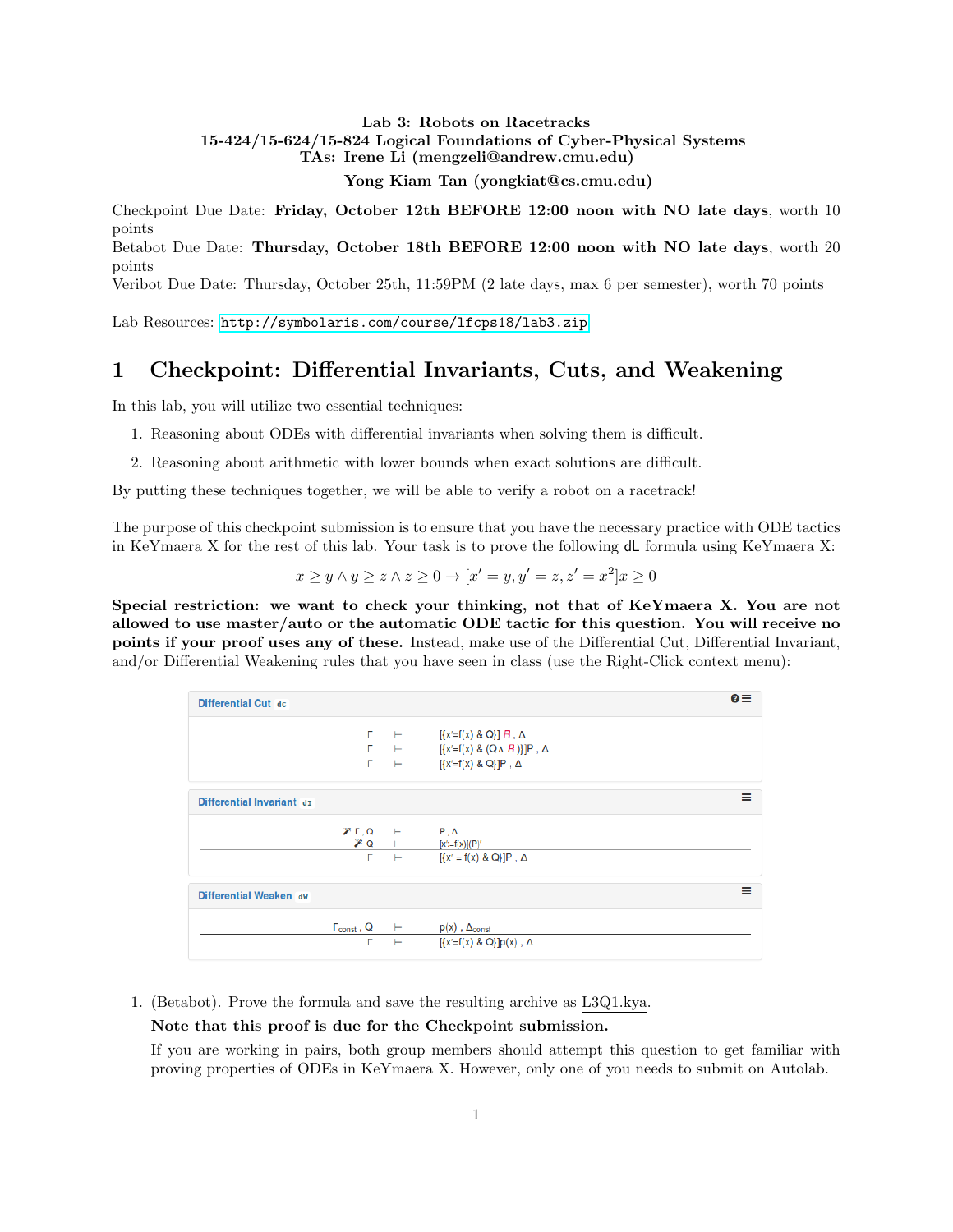**Lab 3: Robots on Racetracks**
**15-424/15-624/15-824 Logical Foundations of Cyber-Physical Systems**
**TAs: Irene Li (mengzeli@andrew.cmu.edu)**
**Yong Kiam Tan (yongkiat@cs.cmu.edu)**

Checkpoint Due Date: **Friday, October 12th BEFORE 12:00 noon with NO late days**, worth 10 points
Betabot Due Date: **Thursday, October 18th BEFORE 12:00 noon with NO late days**, worth 20 points
Veribot Due Date: Thursday, October 25th, 11:59PM (2 late days, max 6 per semester), worth 70 points

Lab Resources: http://symbolaris.com/course/lfcps18/lab3.zip

# 1 Checkpoint: Differential Invariants, Cuts, and Weakening

In this lab, you will utilize two essential techniques:

1. Reasoning about ODEs with differential invariants when solving them is difficult.
2. Reasoning about arithmetic with lower bounds when exact solutions are difficult.

By putting these techniques together, we will be able to verify a robot on a racetrack!

The purpose of this checkpoint submission is to ensure that you have the necessary practice with ODE tactics in KeYmaera X for the rest of this lab. Your task is to prove the following dL formula using KeYmaera X:

$$x \geq y \land y \geq z \land z \geq 0 \rightarrow [x' = y, y' = z, z' = x^2]x \geq 0$$

**Special restriction: we want to check your thinking, not that of KeYmaera X. You are not allowed to use master/auto or the automatic ODE tactic for this question. You will receive no points if your proof uses any of these.** Instead, make use of the Differential Cut, Differential Invariant, and/or Differential Weakening rules that you have seen in class (use the Right-Click context menu):

**Differential Cut** dC

$$\frac{\Gamma \vdash [\{x'=f(x)\ \&\ Q\}]R, \Delta \qquad \Gamma \vdash [\{x'=f(x)\ \&\ (Q \land R)\}]P, \Delta}{\Gamma \vdash [\{x'=f(x)\ \&\ Q\}]P, \Delta}$$

**Differential Invariant** dI

$$\frac{\Gamma, Q \vdash P, \Delta \qquad Q \vdash [x':=f(x)](P)'}{\Gamma \vdash [\{x' = f(x)\ \&\ Q\}]P, \Delta}$$

**Differential Weaken** dW

$$\frac{\Gamma_{const}, Q \vdash p(x), \Delta_{const}}{\Gamma \vdash [\{x'=f(x)\ \&\ Q\}]p(x), \Delta}$$

1. (Betabot). Prove the formula and save the resulting archive as L3Q1.kya.

   **Note that this proof is due for the Checkpoint submission.**

   If you are working in pairs, both group members should attempt this question to get familiar with proving properties of ODEs in KeYmaera X. However, only one of you needs to submit on Autolab.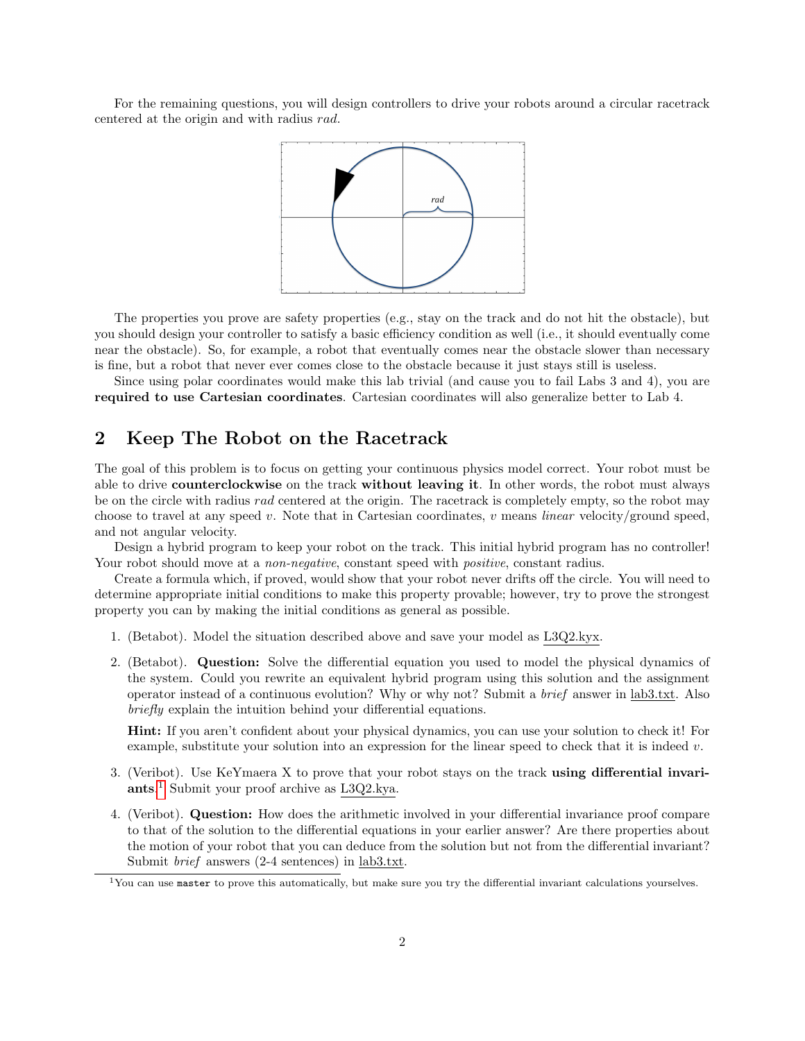For the remaining questions, you will design controllers to drive your robots around a circular racetrack centered at the origin and with radius *rad*.

The properties you prove are safety properties (e.g., stay on the track and do not hit the obstacle), but you should design your controller to satisfy a basic efficiency condition as well (i.e., it should eventually come near the obstacle). So, for example, a robot that eventually comes near the obstacle slower than necessary is fine, but a robot that never ever comes close to the obstacle because it just stays still is useless.

Since using polar coordinates would make this lab trivial (and cause you to fail Labs 3 and 4), you are **required to use Cartesian coordinates**. Cartesian coordinates will also generalize better to Lab 4.

## 2 Keep The Robot on the Racetrack

The goal of this problem is to focus on getting your continuous physics model correct. Your robot must be able to drive **counterclockwise** on the track **without leaving it**. In other words, the robot must always be on the circle with radius *rad* centered at the origin. The racetrack is completely empty, so the robot may choose to travel at any speed $v$. Note that in Cartesian coordinates, $v$ means *linear* velocity/ground speed, and not angular velocity.

Design a hybrid program to keep your robot on the track. This initial hybrid program has no controller! Your robot should move at a *non-negative*, constant speed with *positive*, constant radius.

Create a formula which, if proved, would show that your robot never drifts off the circle. You will need to determine appropriate initial conditions to make this property provable; however, try to prove the strongest property you can by making the initial conditions as general as possible.

1. (Betabot). Model the situation described above and save your model as L3Q2.kyx.

2. (Betabot). **Question:** Solve the differential equation you used to model the physical dynamics of the system. Could you rewrite an equivalent hybrid program using this solution and the assignment operator instead of a continuous evolution? Why or why not? Submit a *brief* answer in lab3.txt. Also *briefly* explain the intuition behind your differential equations.

   **Hint:** If you aren't confident about your physical dynamics, you can use your solution to check it! For example, substitute your solution into an expression for the linear speed to check that it is indeed $v$.

3. (Veribot). Use KeYmaera X to prove that your robot stays on the track **using differential invariants**.[1] Submit your proof archive as L3Q2.kya.

4. (Veribot). **Question:** How does the arithmetic involved in your differential invariance proof compare to that of the solution to the differential equations in your earlier answer? Are there properties about the motion of your robot that you can deduce from the solution but not from the differential invariant? Submit *brief* answers (2-4 sentences) in lab3.txt.

[1] You can use `master` to prove this automatically, but make sure you try the differential invariant calculations yourselves.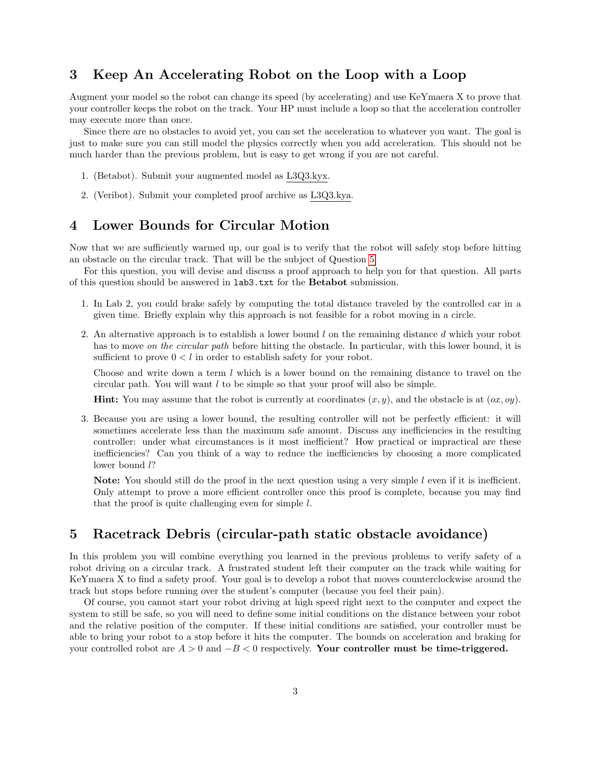## 3 Keep An Accelerating Robot on the Loop with a Loop

Augment your model so the robot can change its speed (by accelerating) and use KeYmaera X to prove that your controller keeps the robot on the track. Your HP must include a loop so that the acceleration controller may execute more than once.

Since there are no obstacles to avoid yet, you can set the acceleration to whatever you want. The goal is just to make sure you can still model the physics correctly when you add acceleration. This should not be much harder than the previous problem, but is easy to get wrong if you are not careful.

1. (Betabot). Submit your augmented model as L3Q3.kyx.
2. (Veribot). Submit your completed proof archive as L3Q3.kya.

## 4 Lower Bounds for Circular Motion

Now that we are sufficiently warmed up, our goal is to verify that the robot will safely stop before hitting an obstacle on the circular track. That will be the subject of Question 5.

For this question, you will devise and discuss a proof approach to help you for that question. All parts of this question should be answered in `lab3.txt` for the **Betabot** submission.

1. In Lab 2, you could brake safely by computing the total distance traveled by the controlled car in a given time. Briefly explain why this approach is not feasible for a robot moving in a circle.
2. An alternative approach is to establish a lower bound $l$ on the remaining distance $d$ which your robot has to move *on the circular path* before hitting the obstacle. In particular, with this lower bound, it is sufficient to prove $0 < l$ in order to establish safety for your robot.

   Choose and write down a term $l$ which is a lower bound on the remaining distance to travel on the circular path. You will want $l$ to be simple so that your proof will also be simple.

   **Hint:** You may assume that the robot is currently at coordinates $(x, y)$, and the obstacle is at $(ox, oy)$.
3. Because you are using a lower bound, the resulting controller will not be perfectly efficient: it will sometimes accelerate less than the maximum safe amount. Discuss any inefficiencies in the resulting controller: under what circumstances is it most inefficient? How practical or impractical are these inefficiencies? Can you think of a way to reduce the inefficiencies by choosing a more complicated lower bound $l$?

   **Note:** You should still do the proof in the next question using a very simple $l$ even if it is inefficient. Only attempt to prove a more efficient controller once this proof is complete, because you may find that the proof is quite challenging even for simple $l$.

## 5 Racetrack Debris (circular-path static obstacle avoidance)

In this problem you will combine everything you learned in the previous problems to verify safety of a robot driving on a circular track. A frustrated student left their computer on the track while waiting for KeYmaera X to find a safety proof. Your goal is to develop a robot that moves counterclockwise around the track but stops before running over the student's computer (because you feel their pain).

Of course, you cannot start your robot driving at high speed right next to the computer and expect the system to still be safe, so you will need to define some initial conditions on the distance between your robot and the relative position of the computer. If these initial conditions are satisfied, your controller must be able to bring your robot to a stop before it hits the computer. The bounds on acceleration and braking for your controlled robot are $A > 0$ and $-B < 0$ respectively. **Your controller must be time-triggered.**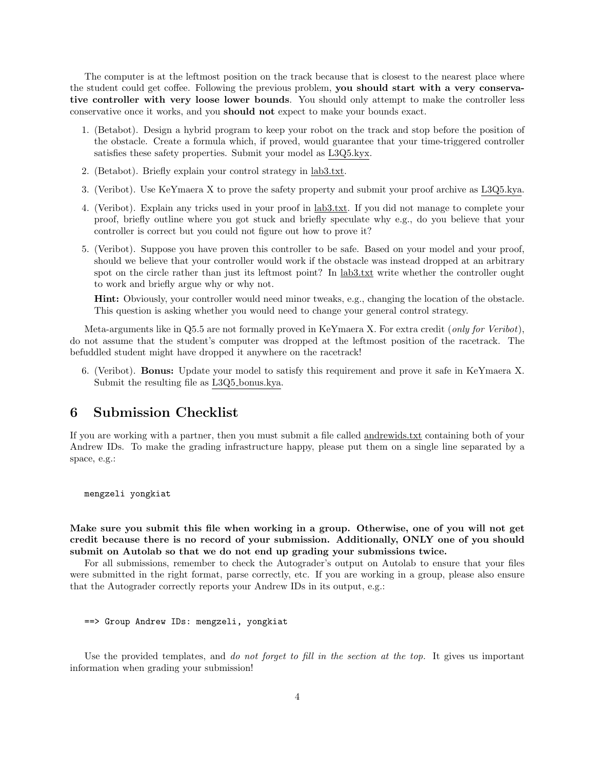The computer is at the leftmost position on the track because that is closest to the nearest place where the student could get coffee. Following the previous problem, **you should start with a very conservative controller with very loose lower bounds**. You should only attempt to make the controller less conservative once it works, and you **should not** expect to make your bounds exact.

1. (Betabot). Design a hybrid program to keep your robot on the track and stop before the position of the obstacle. Create a formula which, if proved, would guarantee that your time-triggered controller satisfies these safety properties. Submit your model as L3Q5.kyx.
2. (Betabot). Briefly explain your control strategy in lab3.txt.
3. (Veribot). Use KeYmaera X to prove the safety property and submit your proof archive as L3Q5.kya.
4. (Veribot). Explain any tricks used in your proof in lab3.txt. If you did not manage to complete your proof, briefly outline where you got stuck and briefly speculate why e.g., do you believe that your controller is correct but you could not figure out how to prove it?
5. (Veribot). Suppose you have proven this controller to be safe. Based on your model and your proof, should we believe that your controller would work if the obstacle was instead dropped at an arbitrary spot on the circle rather than just its leftmost point? In lab3.txt write whether the controller ought to work and briefly argue why or why not.

   **Hint:** Obviously, your controller would need minor tweaks, e.g., changing the location of the obstacle. This question is asking whether you would need to change your general control strategy.

Meta-arguments like in Q5.5 are not formally proved in KeYmaera X. For extra credit (*only for Veribot*), do not assume that the student's computer was dropped at the leftmost position of the racetrack. The befuddled student might have dropped it anywhere on the racetrack!

6. (Veribot). **Bonus:** Update your model to satisfy this requirement and prove it safe in KeYmaera X. Submit the resulting file as L3Q5_bonus.kya.

# 6 Submission Checklist

If you are working with a partner, then you must submit a file called andrewids.txt containing both of your Andrew IDs. To make the grading infrastructure happy, please put them on a single line separated by a space, e.g.:

```
mengzeli yongkiat
```

**Make sure you submit this file when working in a group. Otherwise, one of you will not get credit because there is no record of your submission. Additionally, ONLY one of you should submit on Autolab so that we do not end up grading your submissions twice.**

For all submissions, remember to check the Autograder's output on Autolab to ensure that your files were submitted in the right format, parse correctly, etc. If you are working in a group, please also ensure that the Autograder correctly reports your Andrew IDs in its output, e.g.:

```
==> Group Andrew IDs: mengzeli, yongkiat
```

Use the provided templates, and *do not forget to fill in the section at the top.* It gives us important information when grading your submission!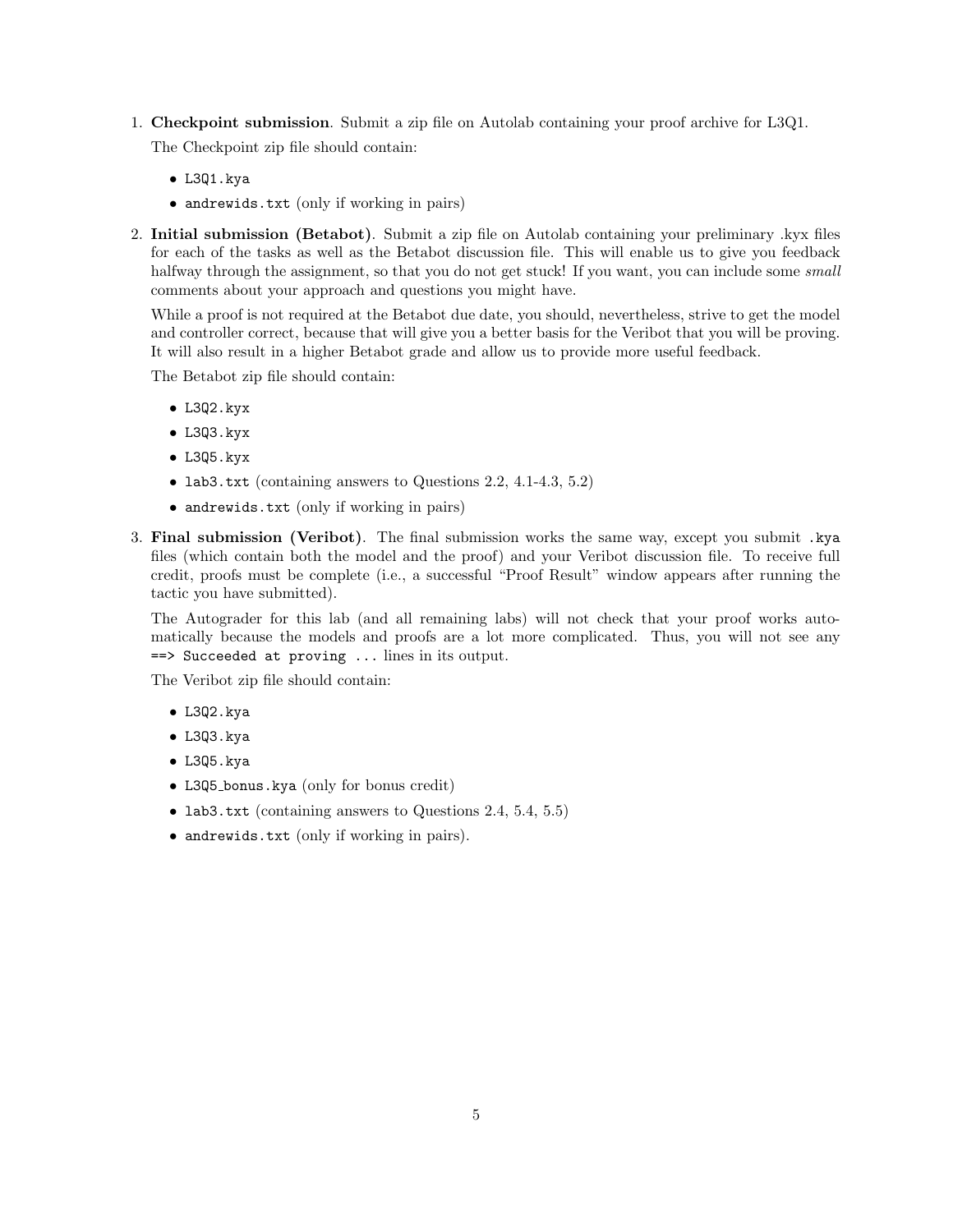1. **Checkpoint submission**. Submit a zip file on Autolab containing your proof archive for L3Q1.

   The Checkpoint zip file should contain:

   - `L3Q1.kya`
   - `andrewids.txt` (only if working in pairs)

2. **Initial submission (Betabot)**. Submit a zip file on Autolab containing your preliminary .kyx files for each of the tasks as well as the Betabot discussion file. This will enable us to give you feedback halfway through the assignment, so that you do not get stuck! If you want, you can include some *small* comments about your approach and questions you might have.

   While a proof is not required at the Betabot due date, you should, nevertheless, strive to get the model and controller correct, because that will give you a better basis for the Veribot that you will be proving. It will also result in a higher Betabot grade and allow us to provide more useful feedback.

   The Betabot zip file should contain:

   - `L3Q2.kyx`
   - `L3Q3.kyx`
   - `L3Q5.kyx`
   - `lab3.txt` (containing answers to Questions 2.2, 4.1-4.3, 5.2)
   - `andrewids.txt` (only if working in pairs)

3. **Final submission (Veribot)**. The final submission works the same way, except you submit `.kya` files (which contain both the model and the proof) and your Veribot discussion file. To receive full credit, proofs must be complete (i.e., a successful "Proof Result" window appears after running the tactic you have submitted).

   The Autograder for this lab (and all remaining labs) will not check that your proof works automatically because the models and proofs are a lot more complicated. Thus, you will not see any `==> Succeeded at proving ...` lines in its output.

   The Veribot zip file should contain:

   - `L3Q2.kya`
   - `L3Q3.kya`
   - `L3Q5.kya`
   - `L3Q5_bonus.kya` (only for bonus credit)
   - `lab3.txt` (containing answers to Questions 2.4, 5.4, 5.5)
   - `andrewids.txt` (only if working in pairs).